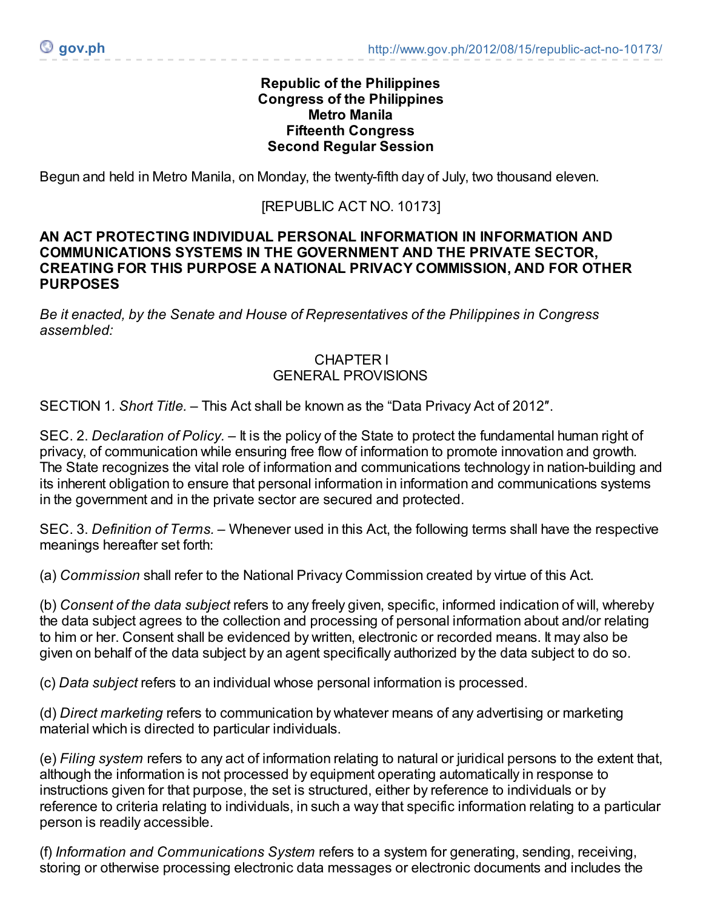**Republic of the Philippines**
**Congress of the Philippines**
**Metro Manila**
**Fifteenth Congress**
**Second Regular Session**

Begun and held in Metro Manila, on Monday, the twenty-fifth day of July, two thousand eleven.

[REPUBLIC ACT NO. 10173]

**AN ACT PROTECTING INDIVIDUAL PERSONAL INFORMATION IN INFORMATION AND COMMUNICATIONS SYSTEMS IN THE GOVERNMENT AND THE PRIVATE SECTOR, CREATING FOR THIS PURPOSE A NATIONAL PRIVACY COMMISSION, AND FOR OTHER PURPOSES**

*Be it enacted, by the Senate and House of Representatives of the Philippines in Congress assembled:*

CHAPTER I
GENERAL PROVISIONS

SECTION 1. *Short Title.* – This Act shall be known as the "Data Privacy Act of 2012″.

SEC. 2. *Declaration of Policy.* – It is the policy of the State to protect the fundamental human right of privacy, of communication while ensuring free flow of information to promote innovation and growth. The State recognizes the vital role of information and communications technology in nation-building and its inherent obligation to ensure that personal information in information and communications systems in the government and in the private sector are secured and protected.

SEC. 3. *Definition of Terms.* – Whenever used in this Act, the following terms shall have the respective meanings hereafter set forth:

(a) *Commission* shall refer to the National Privacy Commission created by virtue of this Act.

(b) *Consent of the data subject* refers to any freely given, specific, informed indication of will, whereby the data subject agrees to the collection and processing of personal information about and/or relating to him or her. Consent shall be evidenced by written, electronic or recorded means. It may also be given on behalf of the data subject by an agent specifically authorized by the data subject to do so.

(c) *Data subject* refers to an individual whose personal information is processed.

(d) *Direct marketing* refers to communication by whatever means of any advertising or marketing material which is directed to particular individuals.

(e) *Filing system* refers to any act of information relating to natural or juridical persons to the extent that, although the information is not processed by equipment operating automatically in response to instructions given for that purpose, the set is structured, either by reference to individuals or by reference to criteria relating to individuals, in such a way that specific information relating to a particular person is readily accessible.

(f) *Information and Communications System* refers to a system for generating, sending, receiving, storing or otherwise processing electronic data messages or electronic documents and includes the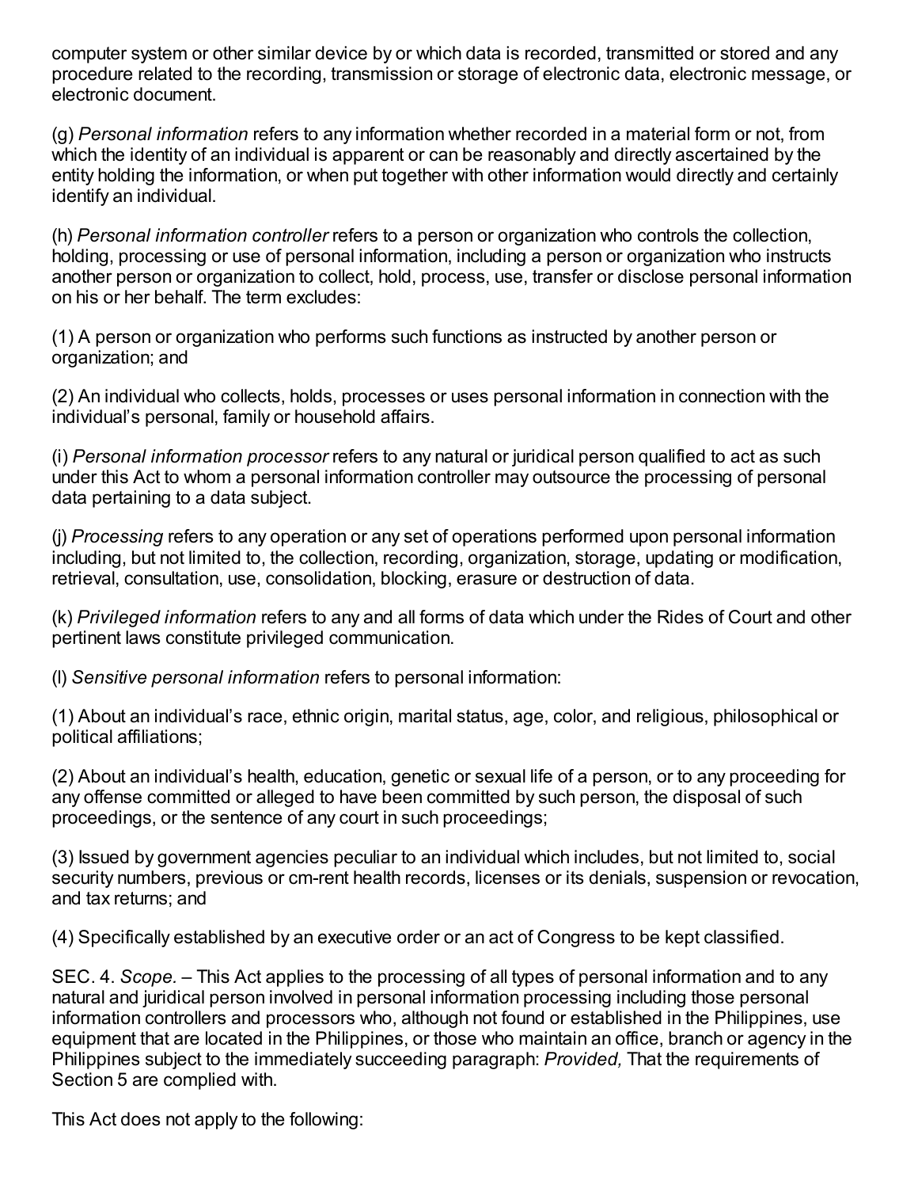computer system or other similar device by or which data is recorded, transmitted or stored and any procedure related to the recording, transmission or storage of electronic data, electronic message, or electronic document.

(g) *Personal information* refers to any information whether recorded in a material form or not, from which the identity of an individual is apparent or can be reasonably and directly ascertained by the entity holding the information, or when put together with other information would directly and certainly identify an individual.

(h) *Personal information controller* refers to a person or organization who controls the collection, holding, processing or use of personal information, including a person or organization who instructs another person or organization to collect, hold, process, use, transfer or disclose personal information on his or her behalf. The term excludes:

(1) A person or organization who performs such functions as instructed by another person or organization; and

(2) An individual who collects, holds, processes or uses personal information in connection with the individual's personal, family or household affairs.

(i) *Personal information processor* refers to any natural or juridical person qualified to act as such under this Act to whom a personal information controller may outsource the processing of personal data pertaining to a data subject.

(j) *Processing* refers to any operation or any set of operations performed upon personal information including, but not limited to, the collection, recording, organization, storage, updating or modification, retrieval, consultation, use, consolidation, blocking, erasure or destruction of data.

(k) *Privileged information* refers to any and all forms of data which under the Rides of Court and other pertinent laws constitute privileged communication.

(l) *Sensitive personal information* refers to personal information:

(1) About an individual's race, ethnic origin, marital status, age, color, and religious, philosophical or political affiliations;

(2) About an individual's health, education, genetic or sexual life of a person, or to any proceeding for any offense committed or alleged to have been committed by such person, the disposal of such proceedings, or the sentence of any court in such proceedings;

(3) Issued by government agencies peculiar to an individual which includes, but not limited to, social security numbers, previous or cm-rent health records, licenses or its denials, suspension or revocation, and tax returns; and

(4) Specifically established by an executive order or an act of Congress to be kept classified.

SEC. 4. *Scope.* – This Act applies to the processing of all types of personal information and to any natural and juridical person involved in personal information processing including those personal information controllers and processors who, although not found or established in the Philippines, use equipment that are located in the Philippines, or those who maintain an office, branch or agency in the Philippines subject to the immediately succeeding paragraph: *Provided,* That the requirements of Section 5 are complied with.

This Act does not apply to the following: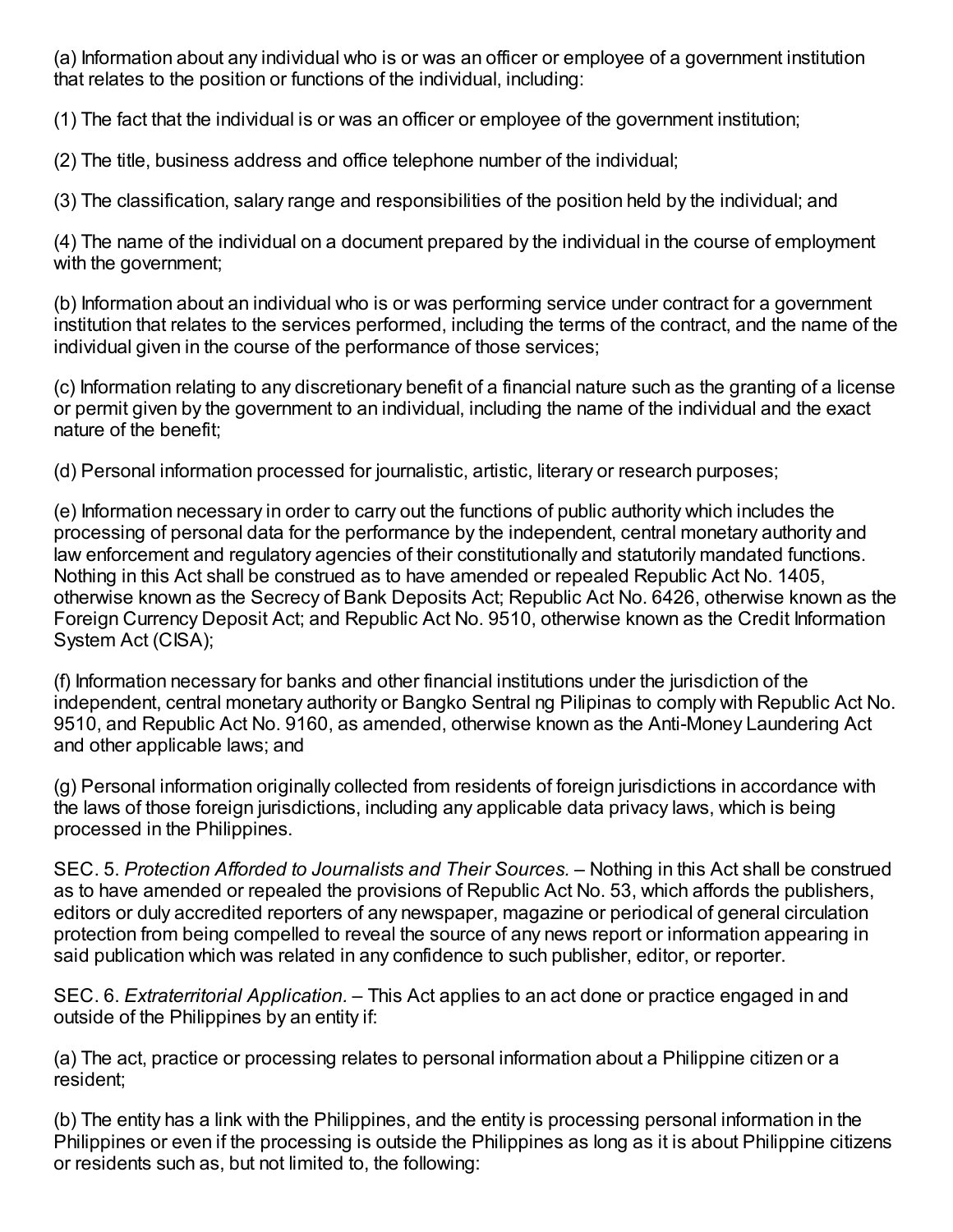(a) Information about any individual who is or was an officer or employee of a government institution that relates to the position or functions of the individual, including:

(1) The fact that the individual is or was an officer or employee of the government institution;

(2) The title, business address and office telephone number of the individual;

(3) The classification, salary range and responsibilities of the position held by the individual; and

(4) The name of the individual on a document prepared by the individual in the course of employment with the government;

(b) Information about an individual who is or was performing service under contract for a government institution that relates to the services performed, including the terms of the contract, and the name of the individual given in the course of the performance of those services;

(c) Information relating to any discretionary benefit of a financial nature such as the granting of a license or permit given by the government to an individual, including the name of the individual and the exact nature of the benefit;

(d) Personal information processed for journalistic, artistic, literary or research purposes;

(e) Information necessary in order to carry out the functions of public authority which includes the processing of personal data for the performance by the independent, central monetary authority and law enforcement and regulatory agencies of their constitutionally and statutorily mandated functions. Nothing in this Act shall be construed as to have amended or repealed Republic Act No. 1405, otherwise known as the Secrecy of Bank Deposits Act; Republic Act No. 6426, otherwise known as the Foreign Currency Deposit Act; and Republic Act No. 9510, otherwise known as the Credit Information System Act (CISA);

(f) Information necessary for banks and other financial institutions under the jurisdiction of the independent, central monetary authority or Bangko Sentral ng Pilipinas to comply with Republic Act No. 9510, and Republic Act No. 9160, as amended, otherwise known as the Anti-Money Laundering Act and other applicable laws; and

(g) Personal information originally collected from residents of foreign jurisdictions in accordance with the laws of those foreign jurisdictions, including any applicable data privacy laws, which is being processed in the Philippines.

SEC. 5. *Protection Afforded to Journalists and Their Sources.* – Nothing in this Act shall be construed as to have amended or repealed the provisions of Republic Act No. 53, which affords the publishers, editors or duly accredited reporters of any newspaper, magazine or periodical of general circulation protection from being compelled to reveal the source of any news report or information appearing in said publication which was related in any confidence to such publisher, editor, or reporter.

SEC. 6. *Extraterritorial Application.* – This Act applies to an act done or practice engaged in and outside of the Philippines by an entity if:

(a) The act, practice or processing relates to personal information about a Philippine citizen or a resident;

(b) The entity has a link with the Philippines, and the entity is processing personal information in the Philippines or even if the processing is outside the Philippines as long as it is about Philippine citizens or residents such as, but not limited to, the following: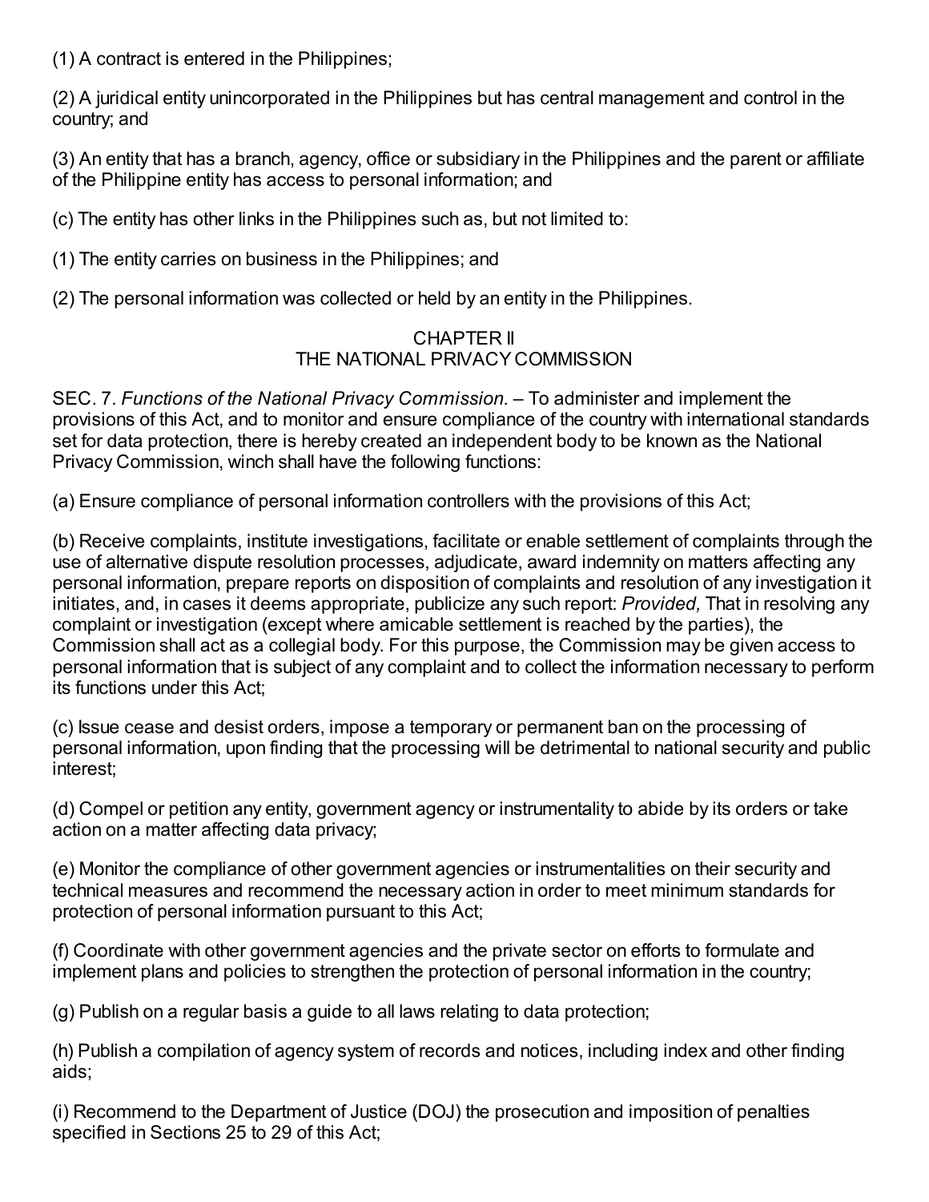(1) A contract is entered in the Philippines;

(2) A juridical entity unincorporated in the Philippines but has central management and control in the country; and

(3) An entity that has a branch, agency, office or subsidiary in the Philippines and the parent or affiliate of the Philippine entity has access to personal information; and

(c) The entity has other links in the Philippines such as, but not limited to:

(1) The entity carries on business in the Philippines; and

(2) The personal information was collected or held by an entity in the Philippines.

## CHAPTER II
## THE NATIONAL PRIVACY COMMISSION

SEC. 7. *Functions of the National Privacy Commission.* – To administer and implement the provisions of this Act, and to monitor and ensure compliance of the country with international standards set for data protection, there is hereby created an independent body to be known as the National Privacy Commission, winch shall have the following functions:

(a) Ensure compliance of personal information controllers with the provisions of this Act;

(b) Receive complaints, institute investigations, facilitate or enable settlement of complaints through the use of alternative dispute resolution processes, adjudicate, award indemnity on matters affecting any personal information, prepare reports on disposition of complaints and resolution of any investigation it initiates, and, in cases it deems appropriate, publicize any such report: *Provided,* That in resolving any complaint or investigation (except where amicable settlement is reached by the parties), the Commission shall act as a collegial body. For this purpose, the Commission may be given access to personal information that is subject of any complaint and to collect the information necessary to perform its functions under this Act;

(c) Issue cease and desist orders, impose a temporary or permanent ban on the processing of personal information, upon finding that the processing will be detrimental to national security and public interest;

(d) Compel or petition any entity, government agency or instrumentality to abide by its orders or take action on a matter affecting data privacy;

(e) Monitor the compliance of other government agencies or instrumentalities on their security and technical measures and recommend the necessary action in order to meet minimum standards for protection of personal information pursuant to this Act;

(f) Coordinate with other government agencies and the private sector on efforts to formulate and implement plans and policies to strengthen the protection of personal information in the country;

(g) Publish on a regular basis a guide to all laws relating to data protection;

(h) Publish a compilation of agency system of records and notices, including index and other finding aids;

(i) Recommend to the Department of Justice (DOJ) the prosecution and imposition of penalties specified in Sections 25 to 29 of this Act;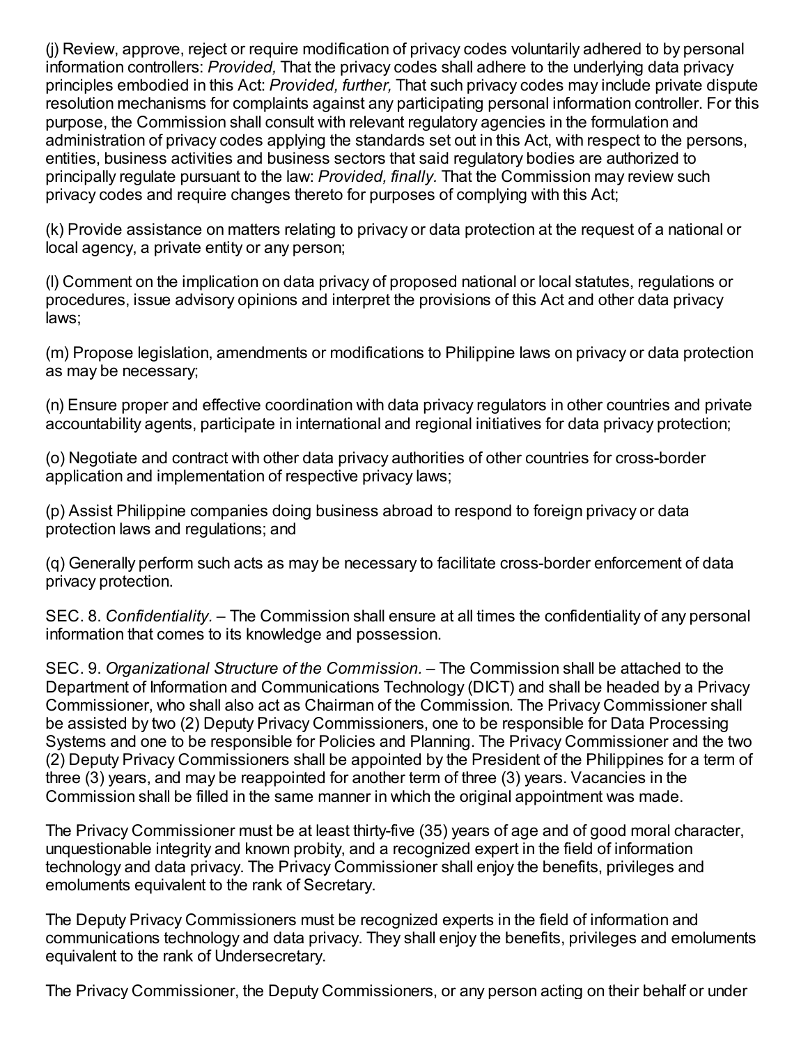(j) Review, approve, reject or require modification of privacy codes voluntarily adhered to by personal information controllers: *Provided,* That the privacy codes shall adhere to the underlying data privacy principles embodied in this Act: *Provided, further,* That such privacy codes may include private dispute resolution mechanisms for complaints against any participating personal information controller. For this purpose, the Commission shall consult with relevant regulatory agencies in the formulation and administration of privacy codes applying the standards set out in this Act, with respect to the persons, entities, business activities and business sectors that said regulatory bodies are authorized to principally regulate pursuant to the law: *Provided, finally.* That the Commission may review such privacy codes and require changes thereto for purposes of complying with this Act;

(k) Provide assistance on matters relating to privacy or data protection at the request of a national or local agency, a private entity or any person;

(l) Comment on the implication on data privacy of proposed national or local statutes, regulations or procedures, issue advisory opinions and interpret the provisions of this Act and other data privacy laws;

(m) Propose legislation, amendments or modifications to Philippine laws on privacy or data protection as may be necessary;

(n) Ensure proper and effective coordination with data privacy regulators in other countries and private accountability agents, participate in international and regional initiatives for data privacy protection;

(o) Negotiate and contract with other data privacy authorities of other countries for cross-border application and implementation of respective privacy laws;

(p) Assist Philippine companies doing business abroad to respond to foreign privacy or data protection laws and regulations; and

(q) Generally perform such acts as may be necessary to facilitate cross-border enforcement of data privacy protection.

SEC. 8. *Confidentiality.* – The Commission shall ensure at all times the confidentiality of any personal information that comes to its knowledge and possession.

SEC. 9. *Organizational Structure of the Commission.* – The Commission shall be attached to the Department of Information and Communications Technology (DICT) and shall be headed by a Privacy Commissioner, who shall also act as Chairman of the Commission. The Privacy Commissioner shall be assisted by two (2) Deputy Privacy Commissioners, one to be responsible for Data Processing Systems and one to be responsible for Policies and Planning. The Privacy Commissioner and the two (2) Deputy Privacy Commissioners shall be appointed by the President of the Philippines for a term of three (3) years, and may be reappointed for another term of three (3) years. Vacancies in the Commission shall be filled in the same manner in which the original appointment was made.

The Privacy Commissioner must be at least thirty-five (35) years of age and of good moral character, unquestionable integrity and known probity, and a recognized expert in the field of information technology and data privacy. The Privacy Commissioner shall enjoy the benefits, privileges and emoluments equivalent to the rank of Secretary.

The Deputy Privacy Commissioners must be recognized experts in the field of information and communications technology and data privacy. They shall enjoy the benefits, privileges and emoluments equivalent to the rank of Undersecretary.

The Privacy Commissioner, the Deputy Commissioners, or any person acting on their behalf or under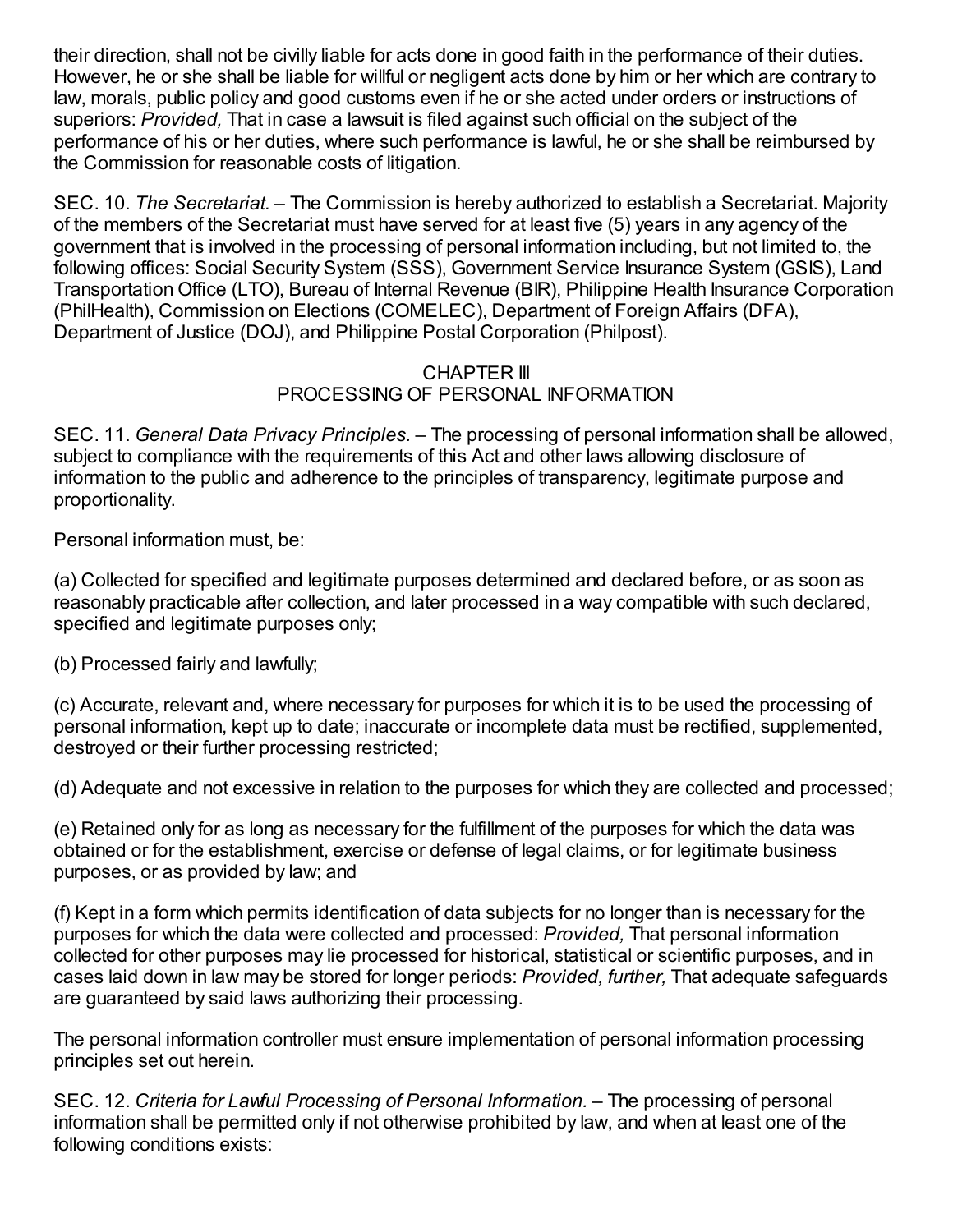their direction, shall not be civilly liable for acts done in good faith in the performance of their duties. However, he or she shall be liable for willful or negligent acts done by him or her which are contrary to law, morals, public policy and good customs even if he or she acted under orders or instructions of superiors: *Provided,* That in case a lawsuit is filed against such official on the subject of the performance of his or her duties, where such performance is lawful, he or she shall be reimbursed by the Commission for reasonable costs of litigation.

SEC. 10. *The Secretariat.* – The Commission is hereby authorized to establish a Secretariat. Majority of the members of the Secretariat must have served for at least five (5) years in any agency of the government that is involved in the processing of personal information including, but not limited to, the following offices: Social Security System (SSS), Government Service Insurance System (GSIS), Land Transportation Office (LTO), Bureau of Internal Revenue (BIR), Philippine Health Insurance Corporation (PhilHealth), Commission on Elections (COMELEC), Department of Foreign Affairs (DFA), Department of Justice (DOJ), and Philippine Postal Corporation (Philpost).

## CHAPTER III
## PROCESSING OF PERSONAL INFORMATION

SEC. 11. *General Data Privacy Principles.* – The processing of personal information shall be allowed, subject to compliance with the requirements of this Act and other laws allowing disclosure of information to the public and adherence to the principles of transparency, legitimate purpose and proportionality.

Personal information must, be:

(a) Collected for specified and legitimate purposes determined and declared before, or as soon as reasonably practicable after collection, and later processed in a way compatible with such declared, specified and legitimate purposes only;

(b) Processed fairly and lawfully;

(c) Accurate, relevant and, where necessary for purposes for which it is to be used the processing of personal information, kept up to date; inaccurate or incomplete data must be rectified, supplemented, destroyed or their further processing restricted;

(d) Adequate and not excessive in relation to the purposes for which they are collected and processed;

(e) Retained only for as long as necessary for the fulfillment of the purposes for which the data was obtained or for the establishment, exercise or defense of legal claims, or for legitimate business purposes, or as provided by law; and

(f) Kept in a form which permits identification of data subjects for no longer than is necessary for the purposes for which the data were collected and processed: *Provided,* That personal information collected for other purposes may lie processed for historical, statistical or scientific purposes, and in cases laid down in law may be stored for longer periods: *Provided, further,* That adequate safeguards are guaranteed by said laws authorizing their processing.

The personal information controller must ensure implementation of personal information processing principles set out herein.

SEC. 12. *Criteria for Lawful Processing of Personal Information.* – The processing of personal information shall be permitted only if not otherwise prohibited by law, and when at least one of the following conditions exists: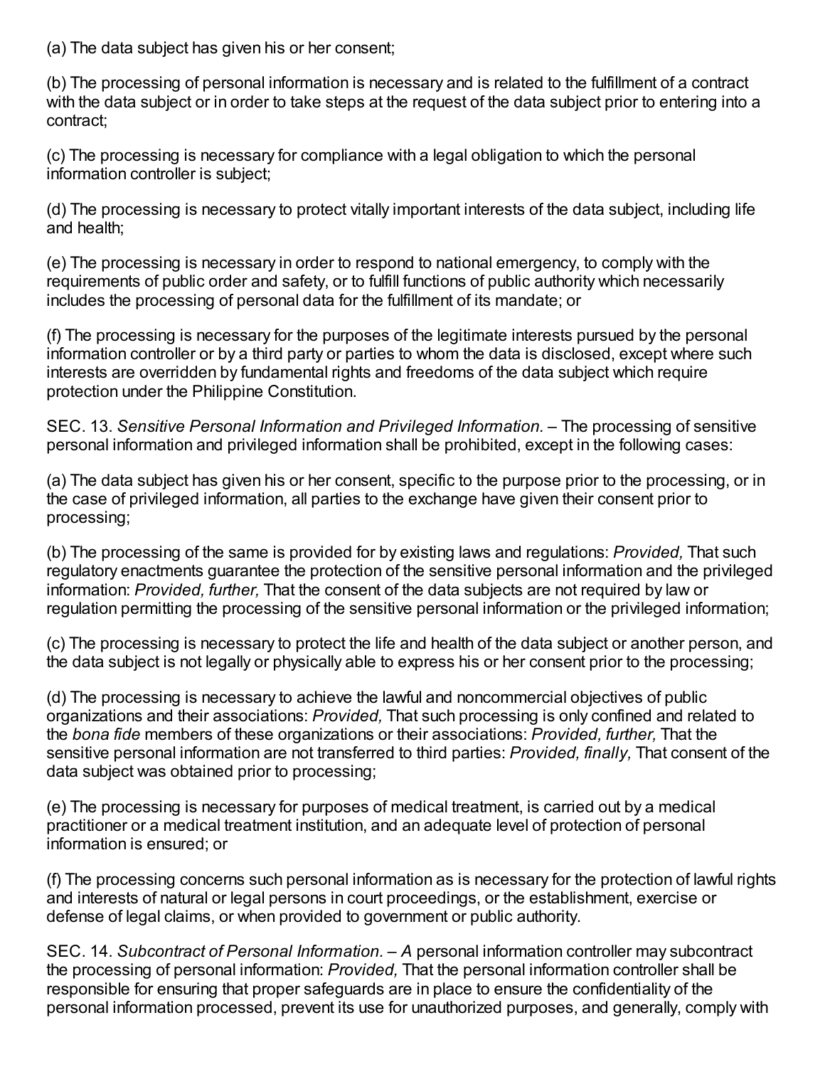(a) The data subject has given his or her consent;

(b) The processing of personal information is necessary and is related to the fulfillment of a contract with the data subject or in order to take steps at the request of the data subject prior to entering into a contract;

(c) The processing is necessary for compliance with a legal obligation to which the personal information controller is subject;

(d) The processing is necessary to protect vitally important interests of the data subject, including life and health;

(e) The processing is necessary in order to respond to national emergency, to comply with the requirements of public order and safety, or to fulfill functions of public authority which necessarily includes the processing of personal data for the fulfillment of its mandate; or

(f) The processing is necessary for the purposes of the legitimate interests pursued by the personal information controller or by a third party or parties to whom the data is disclosed, except where such interests are overridden by fundamental rights and freedoms of the data subject which require protection under the Philippine Constitution.

SEC. 13. *Sensitive Personal Information and Privileged Information.* – The processing of sensitive personal information and privileged information shall be prohibited, except in the following cases:

(a) The data subject has given his or her consent, specific to the purpose prior to the processing, or in the case of privileged information, all parties to the exchange have given their consent prior to processing;

(b) The processing of the same is provided for by existing laws and regulations: *Provided,* That such regulatory enactments guarantee the protection of the sensitive personal information and the privileged information: *Provided, further,* That the consent of the data subjects are not required by law or regulation permitting the processing of the sensitive personal information or the privileged information;

(c) The processing is necessary to protect the life and health of the data subject or another person, and the data subject is not legally or physically able to express his or her consent prior to the processing;

(d) The processing is necessary to achieve the lawful and noncommercial objectives of public organizations and their associations: *Provided,* That such processing is only confined and related to the *bona fide* members of these organizations or their associations: *Provided, further,* That the sensitive personal information are not transferred to third parties: *Provided, finally,* That consent of the data subject was obtained prior to processing;

(e) The processing is necessary for purposes of medical treatment, is carried out by a medical practitioner or a medical treatment institution, and an adequate level of protection of personal information is ensured; or

(f) The processing concerns such personal information as is necessary for the protection of lawful rights and interests of natural or legal persons in court proceedings, or the establishment, exercise or defense of legal claims, or when provided to government or public authority.

SEC. 14. *Subcontract of Personal Information. – A* personal information controller may subcontract the processing of personal information: *Provided,* That the personal information controller shall be responsible for ensuring that proper safeguards are in place to ensure the confidentiality of the personal information processed, prevent its use for unauthorized purposes, and generally, comply with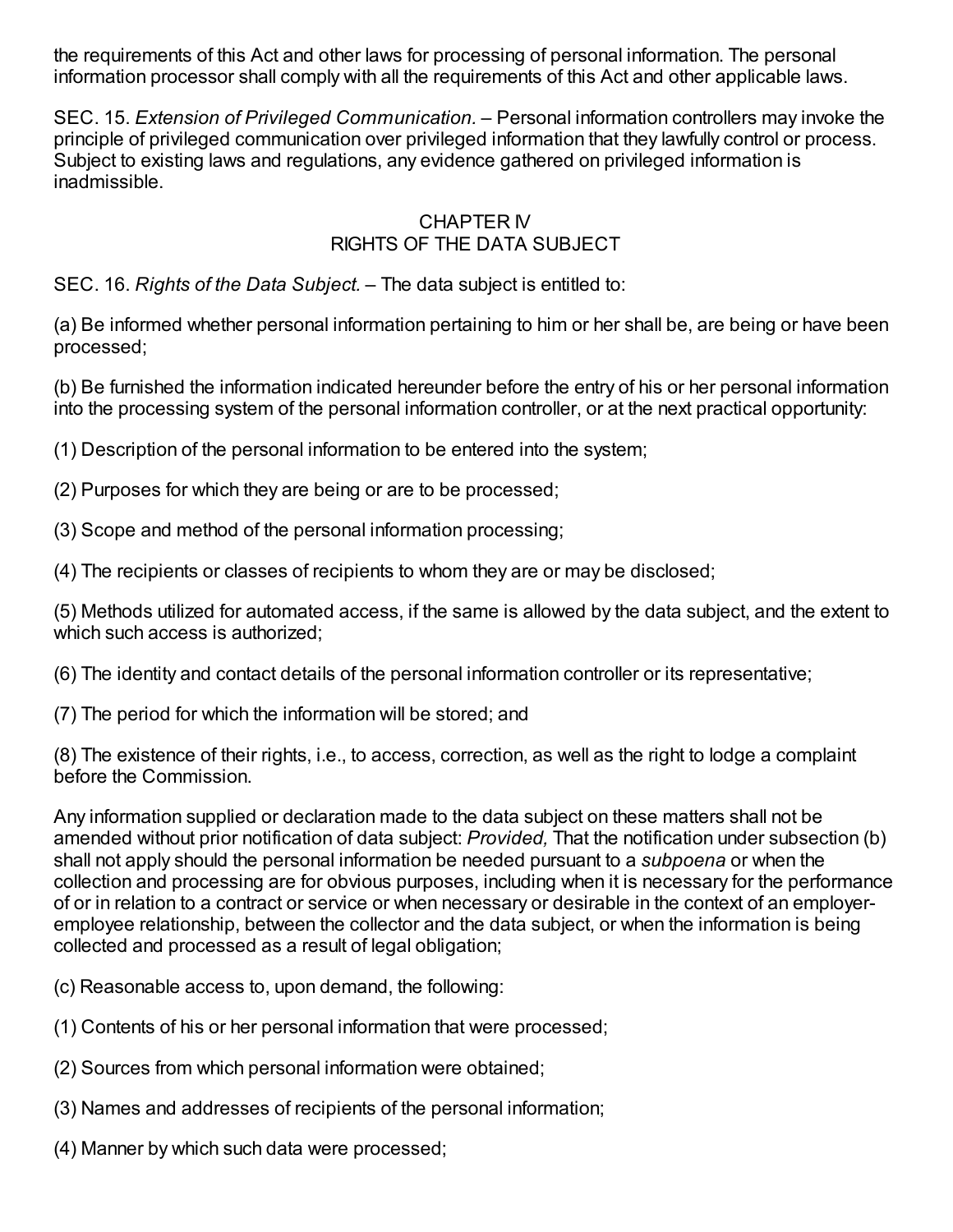the requirements of this Act and other laws for processing of personal information. The personal information processor shall comply with all the requirements of this Act and other applicable laws.

SEC. 15. *Extension of Privileged Communication.* – Personal information controllers may invoke the principle of privileged communication over privileged information that they lawfully control or process. Subject to existing laws and regulations, any evidence gathered on privileged information is inadmissible.

## CHAPTER IV
## RIGHTS OF THE DATA SUBJECT

SEC. 16. *Rights of the Data Subject.* – The data subject is entitled to:

(a) Be informed whether personal information pertaining to him or her shall be, are being or have been processed;

(b) Be furnished the information indicated hereunder before the entry of his or her personal information into the processing system of the personal information controller, or at the next practical opportunity:

(1) Description of the personal information to be entered into the system;

(2) Purposes for which they are being or are to be processed;

(3) Scope and method of the personal information processing;

(4) The recipients or classes of recipients to whom they are or may be disclosed;

(5) Methods utilized for automated access, if the same is allowed by the data subject, and the extent to which such access is authorized;

(6) The identity and contact details of the personal information controller or its representative;

(7) The period for which the information will be stored; and

(8) The existence of their rights, i.e., to access, correction, as well as the right to lodge a complaint before the Commission.

Any information supplied or declaration made to the data subject on these matters shall not be amended without prior notification of data subject: *Provided,* That the notification under subsection (b) shall not apply should the personal information be needed pursuant to a *subpoena* or when the collection and processing are for obvious purposes, including when it is necessary for the performance of or in relation to a contract or service or when necessary or desirable in the context of an employer-employee relationship, between the collector and the data subject, or when the information is being collected and processed as a result of legal obligation;

(c) Reasonable access to, upon demand, the following:

(1) Contents of his or her personal information that were processed;

(2) Sources from which personal information were obtained;

(3) Names and addresses of recipients of the personal information;

(4) Manner by which such data were processed;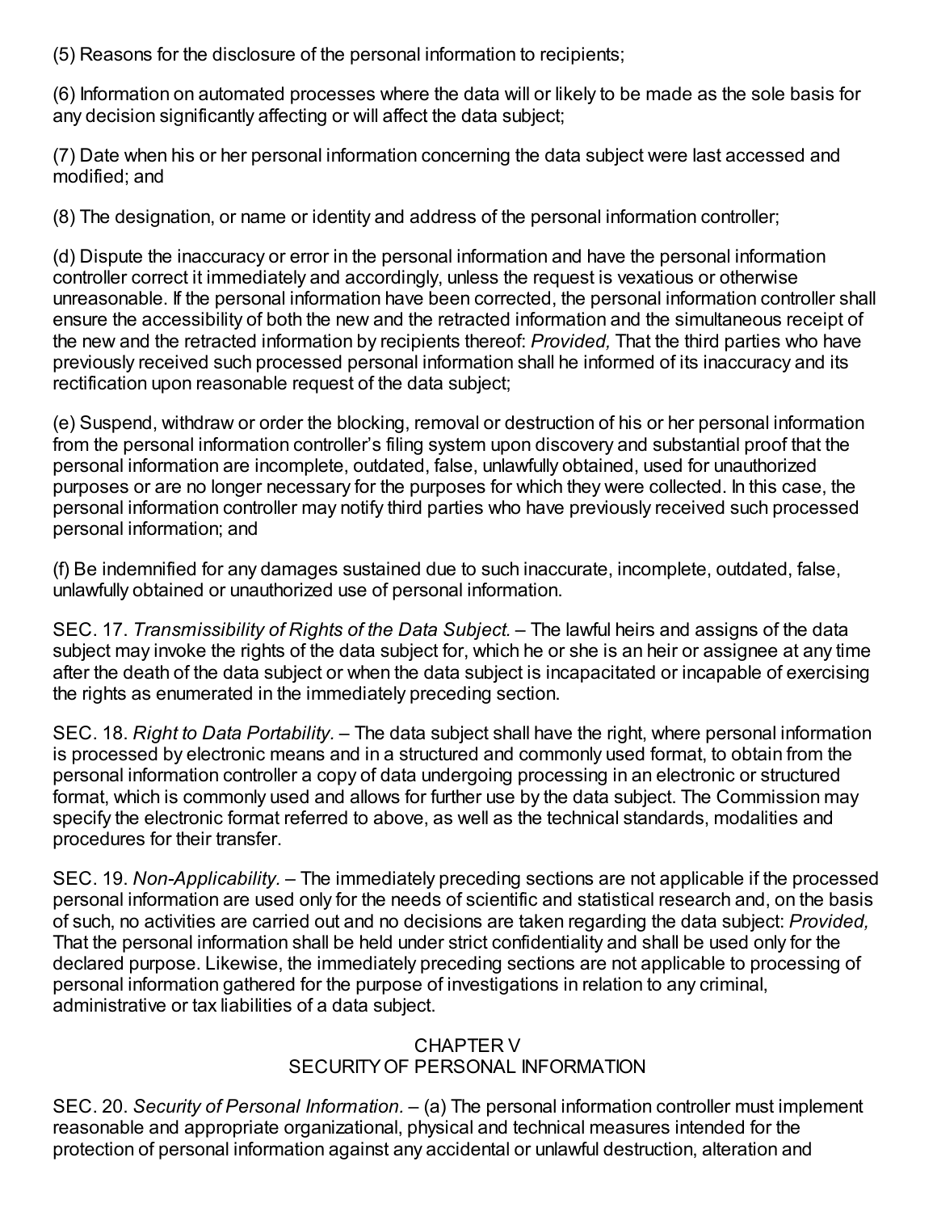(5) Reasons for the disclosure of the personal information to recipients;

(6) Information on automated processes where the data will or likely to be made as the sole basis for any decision significantly affecting or will affect the data subject;

(7) Date when his or her personal information concerning the data subject were last accessed and modified; and

(8) The designation, or name or identity and address of the personal information controller;

(d) Dispute the inaccuracy or error in the personal information and have the personal information controller correct it immediately and accordingly, unless the request is vexatious or otherwise unreasonable. If the personal information have been corrected, the personal information controller shall ensure the accessibility of both the new and the retracted information and the simultaneous receipt of the new and the retracted information by recipients thereof: *Provided,* That the third parties who have previously received such processed personal information shall he informed of its inaccuracy and its rectification upon reasonable request of the data subject;

(e) Suspend, withdraw or order the blocking, removal or destruction of his or her personal information from the personal information controller's filing system upon discovery and substantial proof that the personal information are incomplete, outdated, false, unlawfully obtained, used for unauthorized purposes or are no longer necessary for the purposes for which they were collected. In this case, the personal information controller may notify third parties who have previously received such processed personal information; and

(f) Be indemnified for any damages sustained due to such inaccurate, incomplete, outdated, false, unlawfully obtained or unauthorized use of personal information.

SEC. 17. *Transmissibility of Rights of the Data Subject.* – The lawful heirs and assigns of the data subject may invoke the rights of the data subject for, which he or she is an heir or assignee at any time after the death of the data subject or when the data subject is incapacitated or incapable of exercising the rights as enumerated in the immediately preceding section.

SEC. 18. *Right to Data Portability.* – The data subject shall have the right, where personal information is processed by electronic means and in a structured and commonly used format, to obtain from the personal information controller a copy of data undergoing processing in an electronic or structured format, which is commonly used and allows for further use by the data subject. The Commission may specify the electronic format referred to above, as well as the technical standards, modalities and procedures for their transfer.

SEC. 19. *Non-Applicability.* – The immediately preceding sections are not applicable if the processed personal information are used only for the needs of scientific and statistical research and, on the basis of such, no activities are carried out and no decisions are taken regarding the data subject: *Provided,* That the personal information shall be held under strict confidentiality and shall be used only for the declared purpose. Likewise, the immediately preceding sections are not applicable to processing of personal information gathered for the purpose of investigations in relation to any criminal, administrative or tax liabilities of a data subject.

## CHAPTER V
## SECURITY OF PERSONAL INFORMATION

SEC. 20. *Security of Personal Information.* – (a) The personal information controller must implement reasonable and appropriate organizational, physical and technical measures intended for the protection of personal information against any accidental or unlawful destruction, alteration and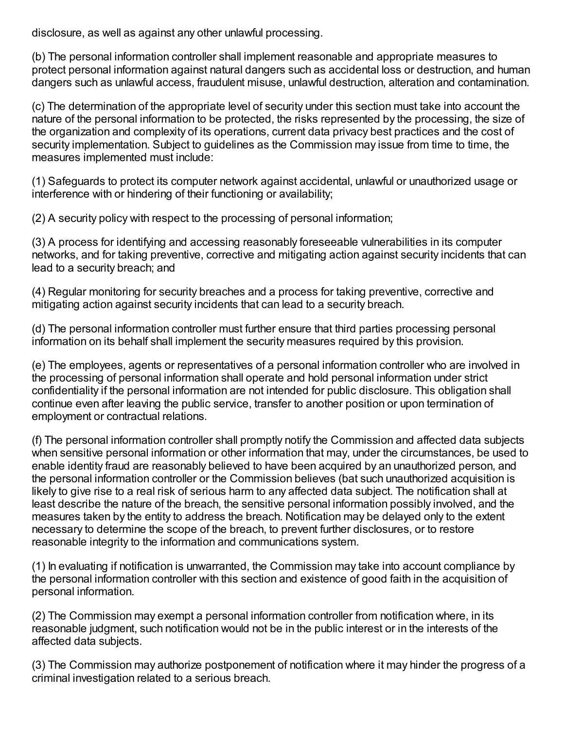disclosure, as well as against any other unlawful processing.

(b) The personal information controller shall implement reasonable and appropriate measures to protect personal information against natural dangers such as accidental loss or destruction, and human dangers such as unlawful access, fraudulent misuse, unlawful destruction, alteration and contamination.

(c) The determination of the appropriate level of security under this section must take into account the nature of the personal information to be protected, the risks represented by the processing, the size of the organization and complexity of its operations, current data privacy best practices and the cost of security implementation. Subject to guidelines as the Commission may issue from time to time, the measures implemented must include:

(1) Safeguards to protect its computer network against accidental, unlawful or unauthorized usage or interference with or hindering of their functioning or availability;

(2) A security policy with respect to the processing of personal information;

(3) A process for identifying and accessing reasonably foreseeable vulnerabilities in its computer networks, and for taking preventive, corrective and mitigating action against security incidents that can lead to a security breach; and

(4) Regular monitoring for security breaches and a process for taking preventive, corrective and mitigating action against security incidents that can lead to a security breach.

(d) The personal information controller must further ensure that third parties processing personal information on its behalf shall implement the security measures required by this provision.

(e) The employees, agents or representatives of a personal information controller who are involved in the processing of personal information shall operate and hold personal information under strict confidentiality if the personal information are not intended for public disclosure. This obligation shall continue even after leaving the public service, transfer to another position or upon termination of employment or contractual relations.

(f) The personal information controller shall promptly notify the Commission and affected data subjects when sensitive personal information or other information that may, under the circumstances, be used to enable identity fraud are reasonably believed to have been acquired by an unauthorized person, and the personal information controller or the Commission believes (bat such unauthorized acquisition is likely to give rise to a real risk of serious harm to any affected data subject. The notification shall at least describe the nature of the breach, the sensitive personal information possibly involved, and the measures taken by the entity to address the breach. Notification may be delayed only to the extent necessary to determine the scope of the breach, to prevent further disclosures, or to restore reasonable integrity to the information and communications system.

(1) In evaluating if notification is unwarranted, the Commission may take into account compliance by the personal information controller with this section and existence of good faith in the acquisition of personal information.

(2) The Commission may exempt a personal information controller from notification where, in its reasonable judgment, such notification would not be in the public interest or in the interests of the affected data subjects.

(3) The Commission may authorize postponement of notification where it may hinder the progress of a criminal investigation related to a serious breach.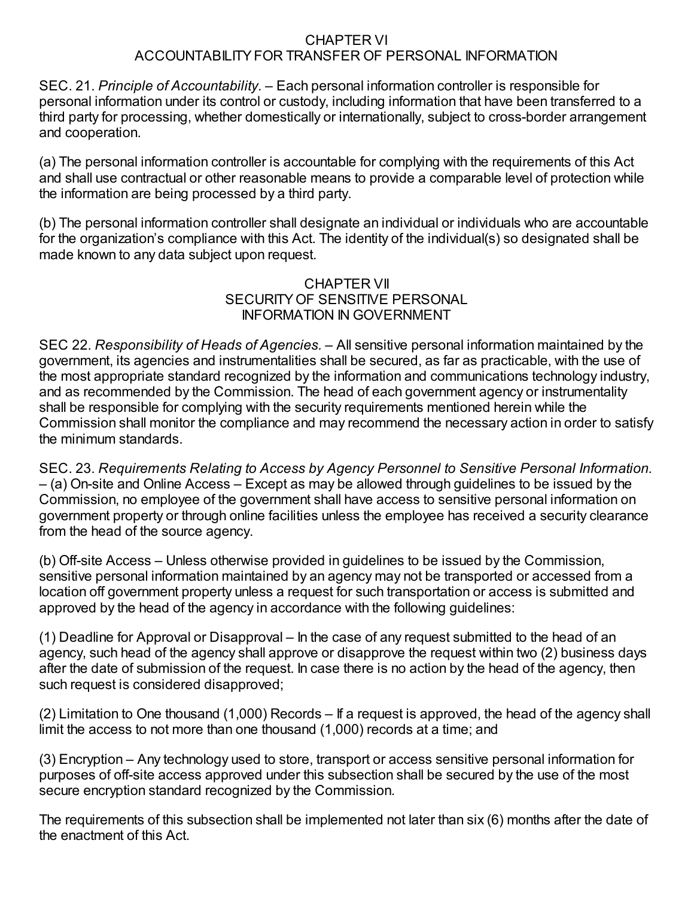## CHAPTER VI
## ACCOUNTABILITY FOR TRANSFER OF PERSONAL INFORMATION

SEC. 21. *Principle of Accountability.* – Each personal information controller is responsible for personal information under its control or custody, including information that have been transferred to a third party for processing, whether domestically or internationally, subject to cross-border arrangement and cooperation.

(a) The personal information controller is accountable for complying with the requirements of this Act and shall use contractual or other reasonable means to provide a comparable level of protection while the information are being processed by a third party.

(b) The personal information controller shall designate an individual or individuals who are accountable for the organization's compliance with this Act. The identity of the individual(s) so designated shall be made known to any data subject upon request.

## CHAPTER VII
## SECURITY OF SENSITIVE PERSONAL INFORMATION IN GOVERNMENT

SEC 22. *Responsibility of Heads of Agencies.* – All sensitive personal information maintained by the government, its agencies and instrumentalities shall be secured, as far as practicable, with the use of the most appropriate standard recognized by the information and communications technology industry, and as recommended by the Commission. The head of each government agency or instrumentality shall be responsible for complying with the security requirements mentioned herein while the Commission shall monitor the compliance and may recommend the necessary action in order to satisfy the minimum standards.

SEC. 23. *Requirements Relating to Access by Agency Personnel to Sensitive Personal Information.* – (a) On-site and Online Access – Except as may be allowed through guidelines to be issued by the Commission, no employee of the government shall have access to sensitive personal information on government property or through online facilities unless the employee has received a security clearance from the head of the source agency.

(b) Off-site Access – Unless otherwise provided in guidelines to be issued by the Commission, sensitive personal information maintained by an agency may not be transported or accessed from a location off government property unless a request for such transportation or access is submitted and approved by the head of the agency in accordance with the following guidelines:

(1) Deadline for Approval or Disapproval – In the case of any request submitted to the head of an agency, such head of the agency shall approve or disapprove the request within two (2) business days after the date of submission of the request. In case there is no action by the head of the agency, then such request is considered disapproved;

(2) Limitation to One thousand (1,000) Records – If a request is approved, the head of the agency shall limit the access to not more than one thousand (1,000) records at a time; and

(3) Encryption – Any technology used to store, transport or access sensitive personal information for purposes of off-site access approved under this subsection shall be secured by the use of the most secure encryption standard recognized by the Commission.

The requirements of this subsection shall be implemented not later than six (6) months after the date of the enactment of this Act.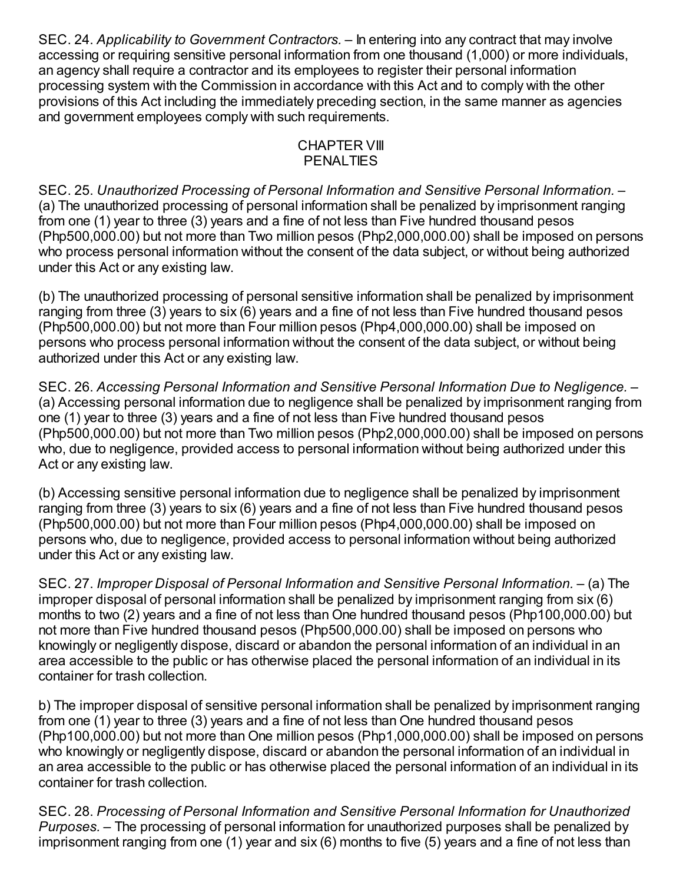SEC. 24. *Applicability to Government Contractors.* – In entering into any contract that may involve accessing or requiring sensitive personal information from one thousand (1,000) or more individuals, an agency shall require a contractor and its employees to register their personal information processing system with the Commission in accordance with this Act and to comply with the other provisions of this Act including the immediately preceding section, in the same manner as agencies and government employees comply with such requirements.

## CHAPTER VIII
## PENALTIES

SEC. 25. *Unauthorized Processing of Personal Information and Sensitive Personal Information.* – (a) The unauthorized processing of personal information shall be penalized by imprisonment ranging from one (1) year to three (3) years and a fine of not less than Five hundred thousand pesos (Php500,000.00) but not more than Two million pesos (Php2,000,000.00) shall be imposed on persons who process personal information without the consent of the data subject, or without being authorized under this Act or any existing law.

(b) The unauthorized processing of personal sensitive information shall be penalized by imprisonment ranging from three (3) years to six (6) years and a fine of not less than Five hundred thousand pesos (Php500,000.00) but not more than Four million pesos (Php4,000,000.00) shall be imposed on persons who process personal information without the consent of the data subject, or without being authorized under this Act or any existing law.

SEC. 26. *Accessing Personal Information and Sensitive Personal Information Due to Negligence.* – (a) Accessing personal information due to negligence shall be penalized by imprisonment ranging from one (1) year to three (3) years and a fine of not less than Five hundred thousand pesos (Php500,000.00) but not more than Two million pesos (Php2,000,000.00) shall be imposed on persons who, due to negligence, provided access to personal information without being authorized under this Act or any existing law.

(b) Accessing sensitive personal information due to negligence shall be penalized by imprisonment ranging from three (3) years to six (6) years and a fine of not less than Five hundred thousand pesos (Php500,000.00) but not more than Four million pesos (Php4,000,000.00) shall be imposed on persons who, due to negligence, provided access to personal information without being authorized under this Act or any existing law.

SEC. 27. *Improper Disposal of Personal Information and Sensitive Personal Information.* – (a) The improper disposal of personal information shall be penalized by imprisonment ranging from six (6) months to two (2) years and a fine of not less than One hundred thousand pesos (Php100,000.00) but not more than Five hundred thousand pesos (Php500,000.00) shall be imposed on persons who knowingly or negligently dispose, discard or abandon the personal information of an individual in an area accessible to the public or has otherwise placed the personal information of an individual in its container for trash collection.

b) The improper disposal of sensitive personal information shall be penalized by imprisonment ranging from one (1) year to three (3) years and a fine of not less than One hundred thousand pesos (Php100,000.00) but not more than One million pesos (Php1,000,000.00) shall be imposed on persons who knowingly or negligently dispose, discard or abandon the personal information of an individual in an area accessible to the public or has otherwise placed the personal information of an individual in its container for trash collection.

SEC. 28. *Processing of Personal Information and Sensitive Personal Information for Unauthorized Purposes.* – The processing of personal information for unauthorized purposes shall be penalized by imprisonment ranging from one (1) year and six (6) months to five (5) years and a fine of not less than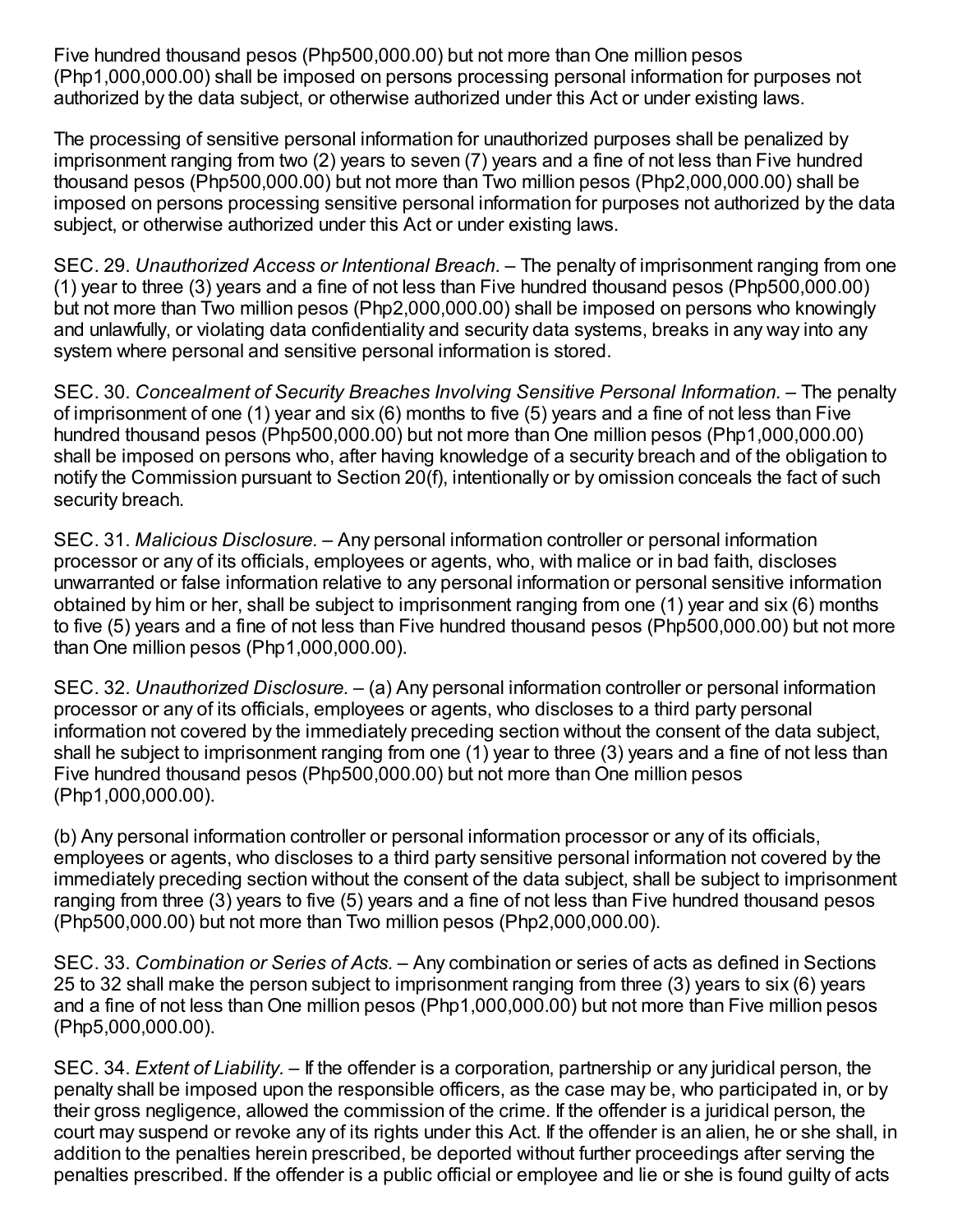Five hundred thousand pesos (Php500,000.00) but not more than One million pesos (Php1,000,000.00) shall be imposed on persons processing personal information for purposes not authorized by the data subject, or otherwise authorized under this Act or under existing laws.

The processing of sensitive personal information for unauthorized purposes shall be penalized by imprisonment ranging from two (2) years to seven (7) years and a fine of not less than Five hundred thousand pesos (Php500,000.00) but not more than Two million pesos (Php2,000,000.00) shall be imposed on persons processing sensitive personal information for purposes not authorized by the data subject, or otherwise authorized under this Act or under existing laws.

SEC. 29. *Unauthorized Access or Intentional Breach.* – The penalty of imprisonment ranging from one (1) year to three (3) years and a fine of not less than Five hundred thousand pesos (Php500,000.00) but not more than Two million pesos (Php2,000,000.00) shall be imposed on persons who knowingly and unlawfully, or violating data confidentiality and security data systems, breaks in any way into any system where personal and sensitive personal information is stored.

SEC. 30. *Concealment of Security Breaches Involving Sensitive Personal Information.* – The penalty of imprisonment of one (1) year and six (6) months to five (5) years and a fine of not less than Five hundred thousand pesos (Php500,000.00) but not more than One million pesos (Php1,000,000.00) shall be imposed on persons who, after having knowledge of a security breach and of the obligation to notify the Commission pursuant to Section 20(f), intentionally or by omission conceals the fact of such security breach.

SEC. 31. *Malicious Disclosure.* – Any personal information controller or personal information processor or any of its officials, employees or agents, who, with malice or in bad faith, discloses unwarranted or false information relative to any personal information or personal sensitive information obtained by him or her, shall be subject to imprisonment ranging from one (1) year and six (6) months to five (5) years and a fine of not less than Five hundred thousand pesos (Php500,000.00) but not more than One million pesos (Php1,000,000.00).

SEC. 32. *Unauthorized Disclosure.* – (a) Any personal information controller or personal information processor or any of its officials, employees or agents, who discloses to a third party personal information not covered by the immediately preceding section without the consent of the data subject, shall he subject to imprisonment ranging from one (1) year to three (3) years and a fine of not less than Five hundred thousand pesos (Php500,000.00) but not more than One million pesos (Php1,000,000.00).

(b) Any personal information controller or personal information processor or any of its officials, employees or agents, who discloses to a third party sensitive personal information not covered by the immediately preceding section without the consent of the data subject, shall be subject to imprisonment ranging from three (3) years to five (5) years and a fine of not less than Five hundred thousand pesos (Php500,000.00) but not more than Two million pesos (Php2,000,000.00).

SEC. 33. *Combination or Series of Acts.* – Any combination or series of acts as defined in Sections 25 to 32 shall make the person subject to imprisonment ranging from three (3) years to six (6) years and a fine of not less than One million pesos (Php1,000,000.00) but not more than Five million pesos (Php5,000,000.00).

SEC. 34. *Extent of Liability.* – If the offender is a corporation, partnership or any juridical person, the penalty shall be imposed upon the responsible officers, as the case may be, who participated in, or by their gross negligence, allowed the commission of the crime. If the offender is a juridical person, the court may suspend or revoke any of its rights under this Act. If the offender is an alien, he or she shall, in addition to the penalties herein prescribed, be deported without further proceedings after serving the penalties prescribed. If the offender is a public official or employee and lie or she is found guilty of acts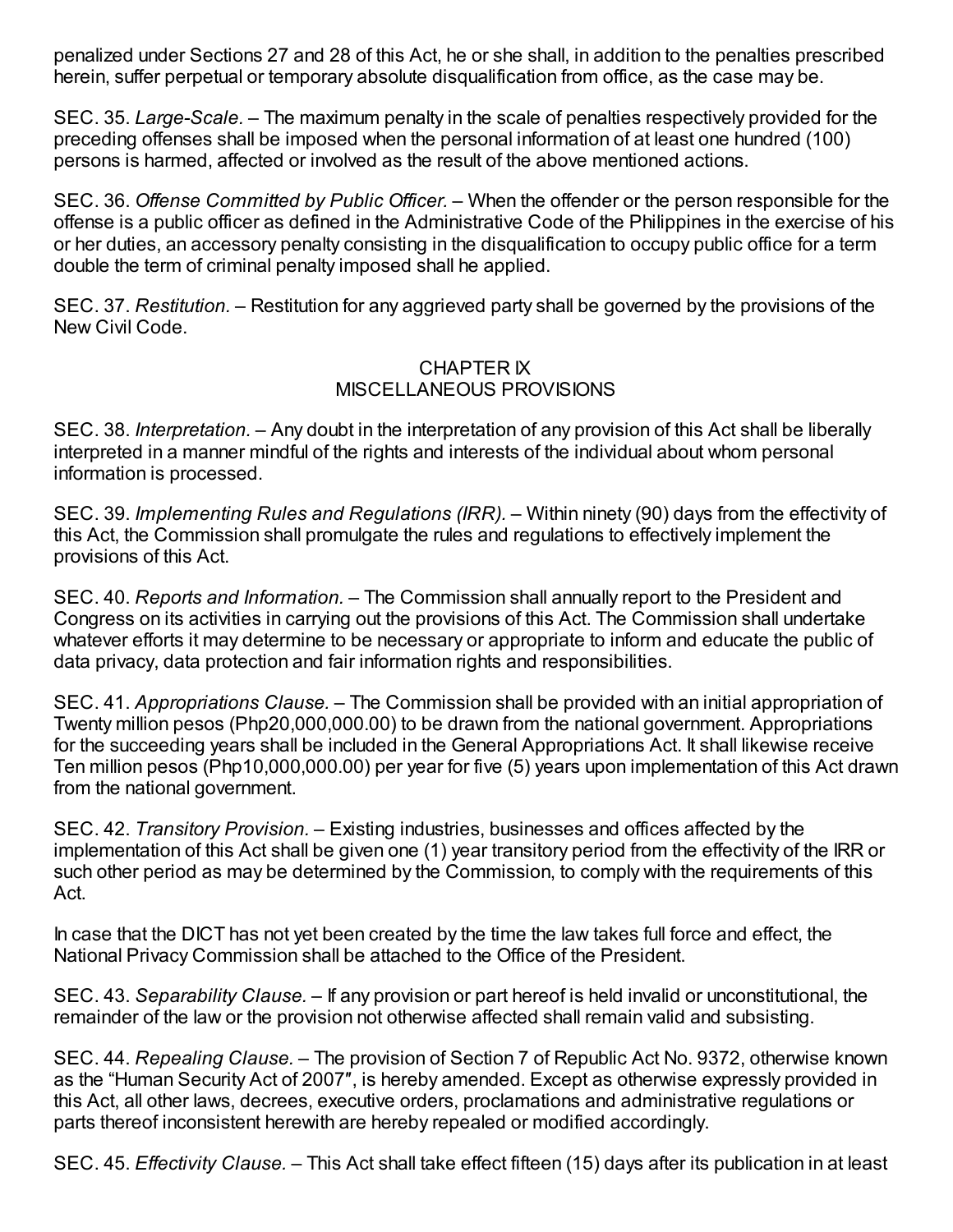penalized under Sections 27 and 28 of this Act, he or she shall, in addition to the penalties prescribed herein, suffer perpetual or temporary absolute disqualification from office, as the case may be.

SEC. 35. *Large-Scale.* – The maximum penalty in the scale of penalties respectively provided for the preceding offenses shall be imposed when the personal information of at least one hundred (100) persons is harmed, affected or involved as the result of the above mentioned actions.

SEC. 36. *Offense Committed by Public Officer.* – When the offender or the person responsible for the offense is a public officer as defined in the Administrative Code of the Philippines in the exercise of his or her duties, an accessory penalty consisting in the disqualification to occupy public office for a term double the term of criminal penalty imposed shall he applied.

SEC. 37. *Restitution.* – Restitution for any aggrieved party shall be governed by the provisions of the New Civil Code.

## CHAPTER IX
## MISCELLANEOUS PROVISIONS

SEC. 38. *Interpretation.* – Any doubt in the interpretation of any provision of this Act shall be liberally interpreted in a manner mindful of the rights and interests of the individual about whom personal information is processed.

SEC. 39. *Implementing Rules and Regulations (IRR).* – Within ninety (90) days from the effectivity of this Act, the Commission shall promulgate the rules and regulations to effectively implement the provisions of this Act.

SEC. 40. *Reports and Information.* – The Commission shall annually report to the President and Congress on its activities in carrying out the provisions of this Act. The Commission shall undertake whatever efforts it may determine to be necessary or appropriate to inform and educate the public of data privacy, data protection and fair information rights and responsibilities.

SEC. 41. *Appropriations Clause.* – The Commission shall be provided with an initial appropriation of Twenty million pesos (Php20,000,000.00) to be drawn from the national government. Appropriations for the succeeding years shall be included in the General Appropriations Act. It shall likewise receive Ten million pesos (Php10,000,000.00) per year for five (5) years upon implementation of this Act drawn from the national government.

SEC. 42. *Transitory Provision.* – Existing industries, businesses and offices affected by the implementation of this Act shall be given one (1) year transitory period from the effectivity of the IRR or such other period as may be determined by the Commission, to comply with the requirements of this Act.

In case that the DICT has not yet been created by the time the law takes full force and effect, the National Privacy Commission shall be attached to the Office of the President.

SEC. 43. *Separability Clause.* – If any provision or part hereof is held invalid or unconstitutional, the remainder of the law or the provision not otherwise affected shall remain valid and subsisting.

SEC. 44. *Repealing Clause.* – The provision of Section 7 of Republic Act No. 9372, otherwise known as the "Human Security Act of 2007″, is hereby amended. Except as otherwise expressly provided in this Act, all other laws, decrees, executive orders, proclamations and administrative regulations or parts thereof inconsistent herewith are hereby repealed or modified accordingly.

SEC. 45. *Effectivity Clause.* – This Act shall take effect fifteen (15) days after its publication in at least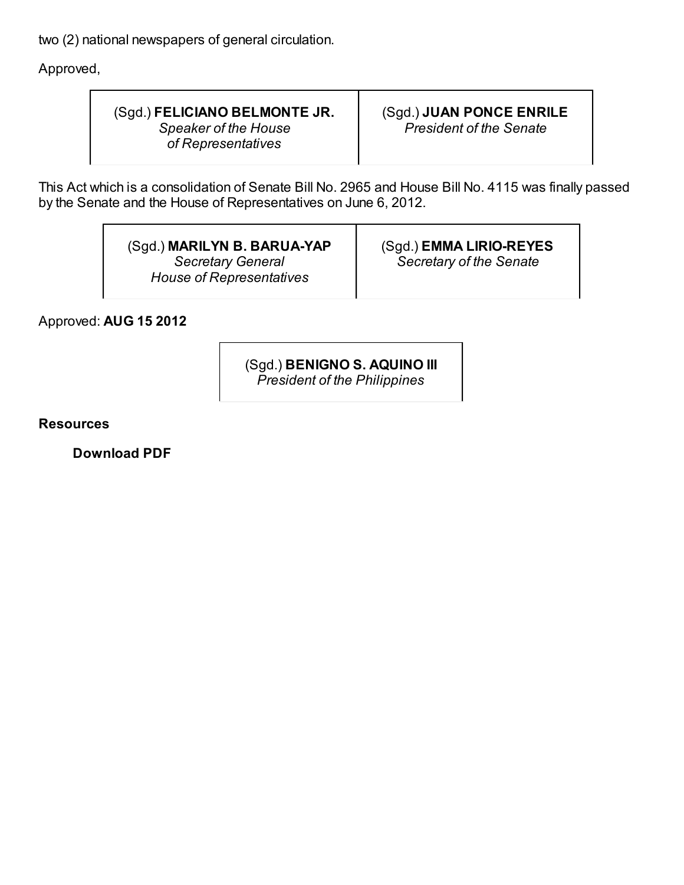two (2) national newspapers of general circulation.

Approved,

| | |
| --- | --- |
| (Sgd.) **FELICIANO BELMONTE JR.**<br>*Speaker of the House of Representatives* | (Sgd.) **JUAN PONCE ENRILE**<br>*President of the Senate* |

This Act which is a consolidation of Senate Bill No. 2965 and House Bill No. 4115 was finally passed by the Senate and the House of Representatives on June 6, 2012.

| | |
| --- | --- |
| (Sgd.) **MARILYN B. BARUA-YAP**<br>*Secretary General House of Representatives* | (Sgd.) **EMMA LIRIO-REYES**<br>*Secretary of the Senate* |

Approved: **AUG 15 2012**

| |
| --- |
| (Sgd.) **BENIGNO S. AQUINO III**<br>*President of the Philippines* |

**Resources**

**Download PDF**